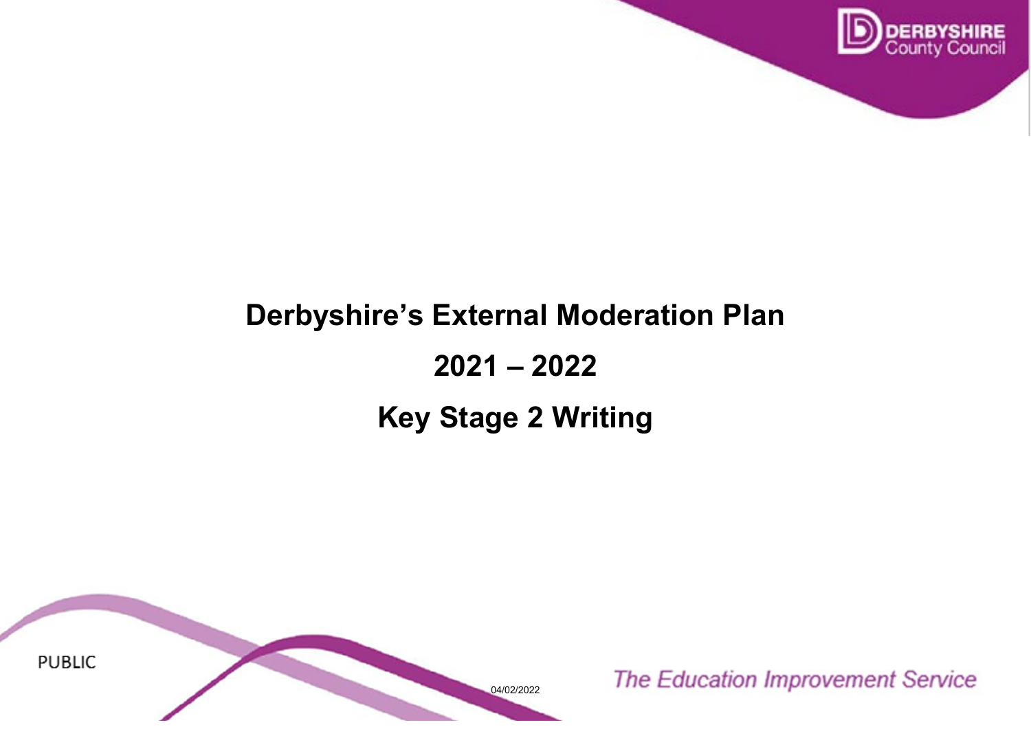# Derbyshire's External Moderation Plan

# 2021 – 2022

# Key Stage 2 Writing

PUBLIC

04/02/2022

*The Education Improvement Service*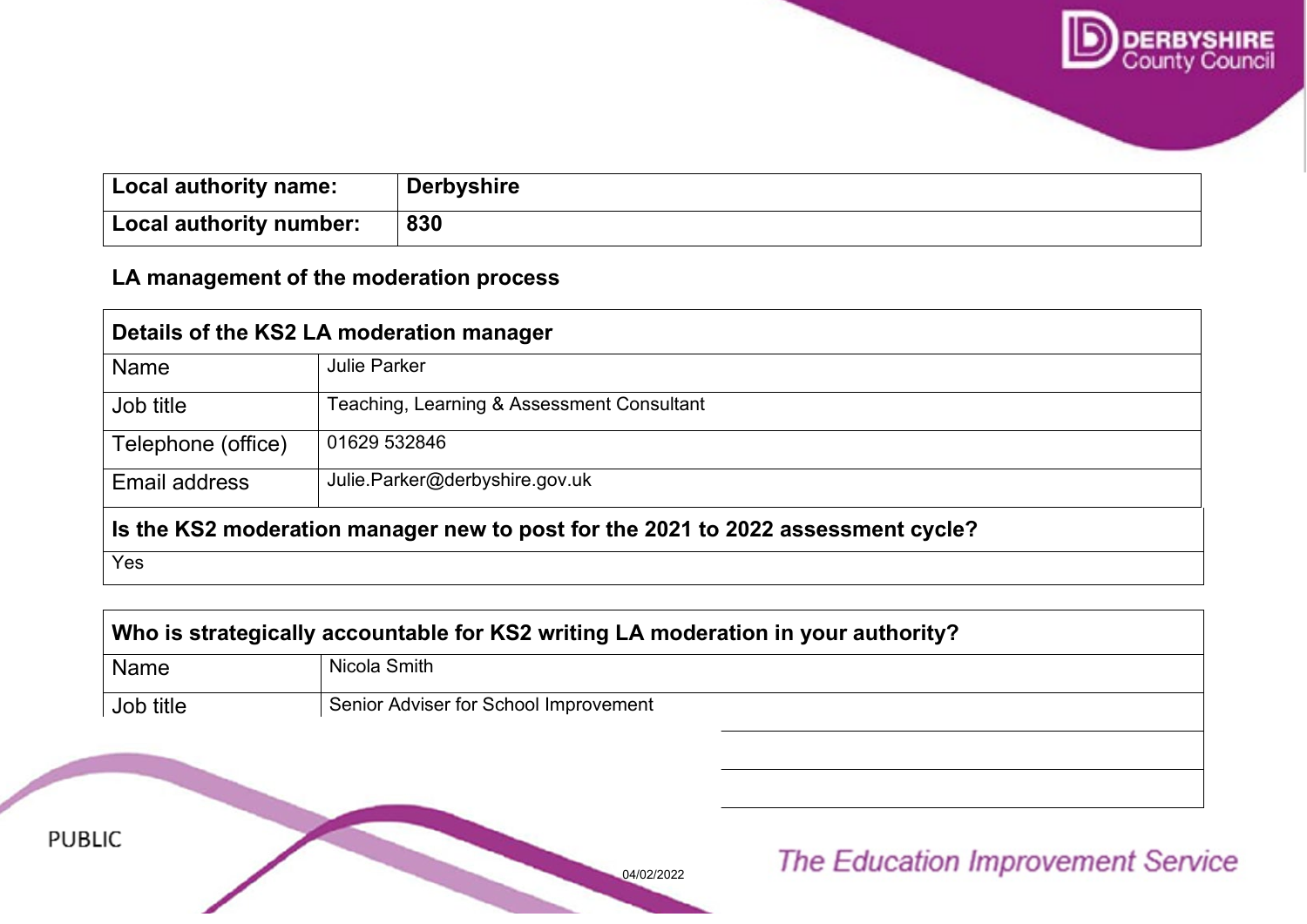| Local authority name: | Derbyshire |
|---|---|
| Local authority number: | 830 |

**LA management of the moderation process**

| Details of the KS2 LA moderation manager | |
|---|---|
| Name | Julie Parker |
| Job title | Teaching, Learning & Assessment Consultant |
| Telephone (office) | 01629 532846 |
| Email address | Julie.Parker@derbyshire.gov.uk |

| Is the KS2 moderation manager new to post for the 2021 to 2022 assessment cycle? |
|---|
| Yes |

| Who is strategically accountable for KS2 writing LA moderation in your authority? | |
|---|---|
| Name | Nicola Smith |
| Job title | Senior Adviser for School Improvement |
| | |
| | |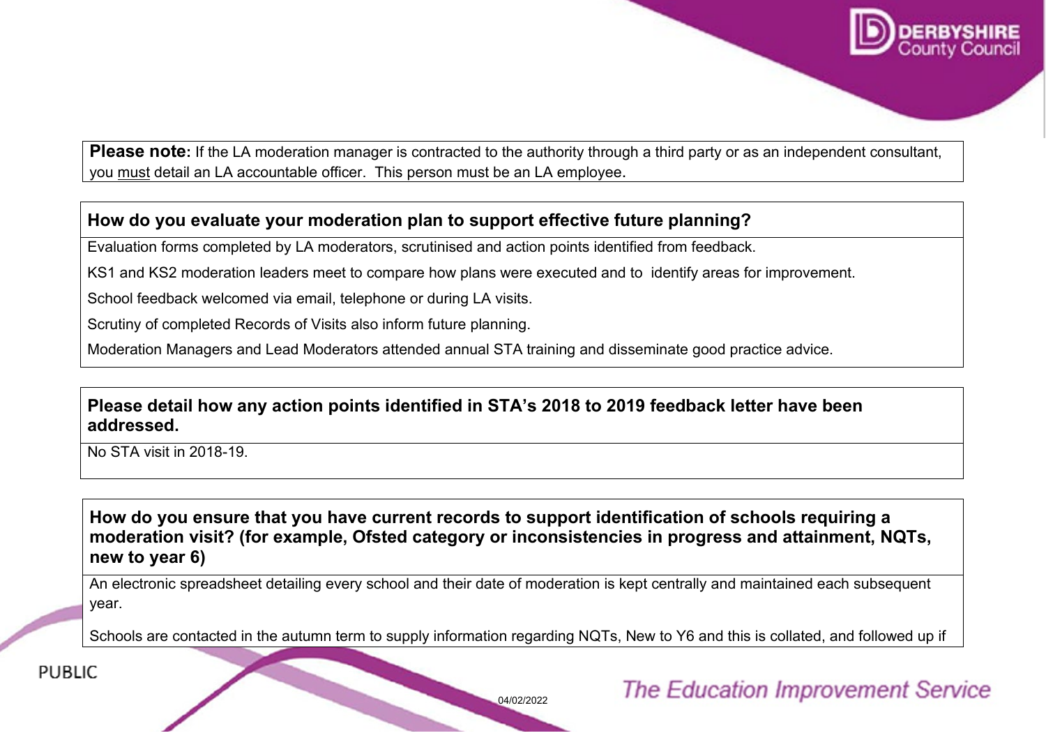**Please note:** If the LA moderation manager is contracted to the authority through a third party or as an independent consultant, you must detail an LA accountable officer. This person must be an LA employee.

**How do you evaluate your moderation plan to support effective future planning?**

Evaluation forms completed by LA moderators, scrutinised and action points identified from feedback.

KS1 and KS2 moderation leaders meet to compare how plans were executed and to identify areas for improvement.

School feedback welcomed via email, telephone or during LA visits.

Scrutiny of completed Records of Visits also inform future planning.

Moderation Managers and Lead Moderators attended annual STA training and disseminate good practice advice.

**Please detail how any action points identified in STA's 2018 to 2019 feedback letter have been addressed.**

No STA visit in 2018-19.

**How do you ensure that you have current records to support identification of schools requiring a moderation visit? (for example, Ofsted category or inconsistencies in progress and attainment, NQTs, new to year 6)**

An electronic spreadsheet detailing every school and their date of moderation is kept centrally and maintained each subsequent year.

Schools are contacted in the autumn term to supply information regarding NQTs, New to Y6 and this is collated, and followed up if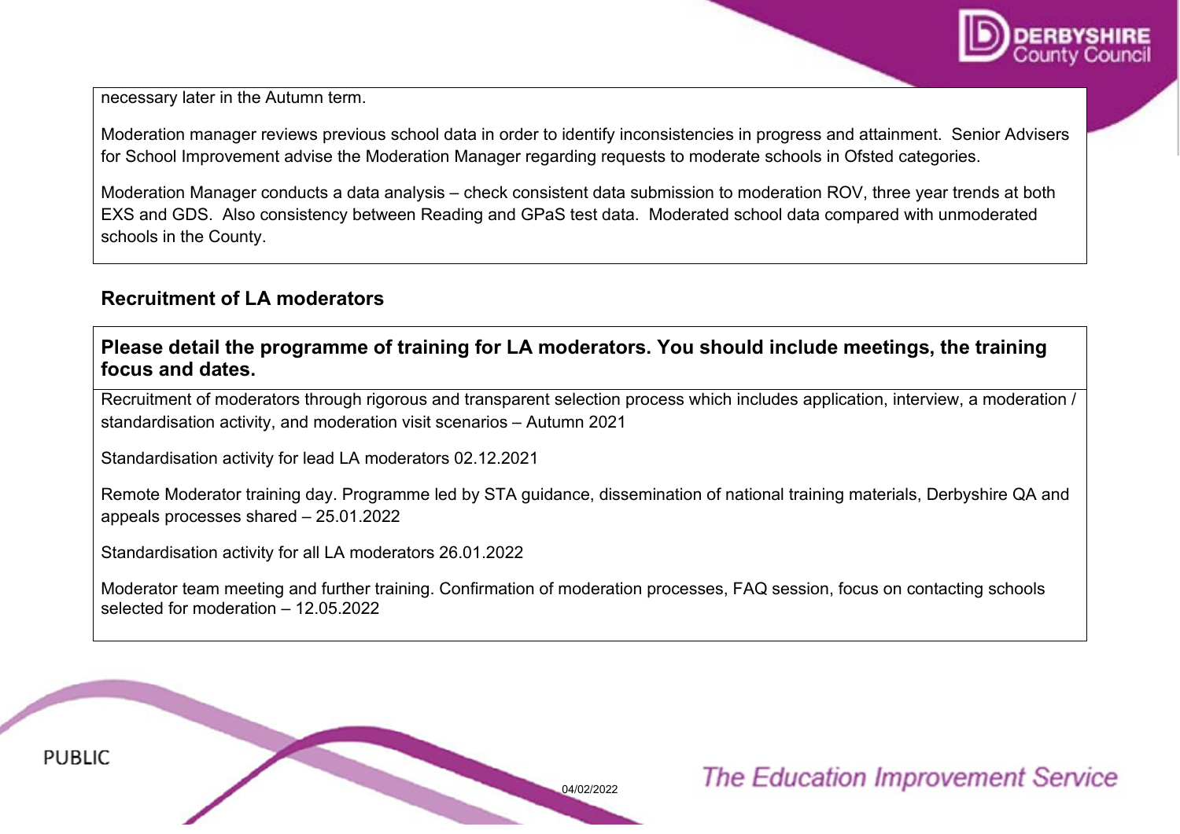necessary later in the Autumn term.

Moderation manager reviews previous school data in order to identify inconsistencies in progress and attainment. Senior Advisers for School Improvement advise the Moderation Manager regarding requests to moderate schools in Ofsted categories.

Moderation Manager conducts a data analysis – check consistent data submission to moderation ROV, three year trends at both EXS and GDS. Also consistency between Reading and GPaS test data. Moderated school data compared with unmoderated schools in the County.

## Recruitment of LA moderators

**Please detail the programme of training for LA moderators. You should include meetings, the training focus and dates.**

Recruitment of moderators through rigorous and transparent selection process which includes application, interview, a moderation / standardisation activity, and moderation visit scenarios – Autumn 2021

Standardisation activity for lead LA moderators 02.12.2021

Remote Moderator training day. Programme led by STA guidance, dissemination of national training materials, Derbyshire QA and appeals processes shared – 25.01.2022

Standardisation activity for all LA moderators 26.01.2022

Moderator team meeting and further training. Confirmation of moderation processes, FAQ session, focus on contacting schools selected for moderation – 12.05.2022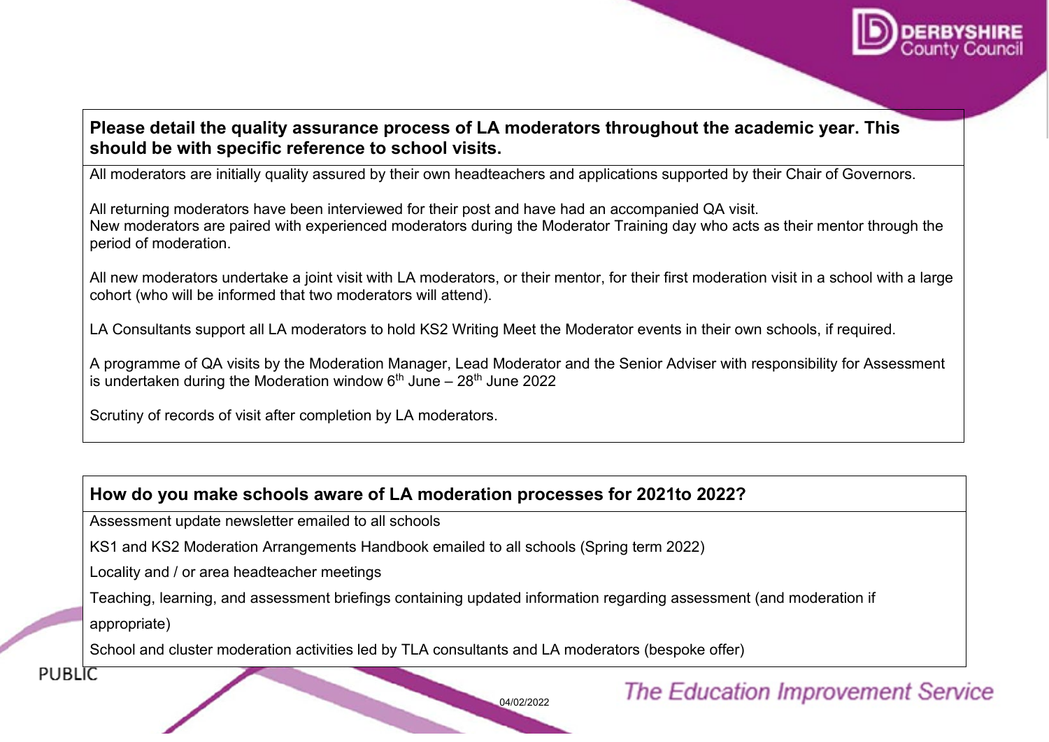**Please detail the quality assurance process of LA moderators throughout the academic year. This should be with specific reference to school visits.**

All moderators are initially quality assured by their own headteachers and applications supported by their Chair of Governors.

All returning moderators have been interviewed for their post and have had an accompanied QA visit.
New moderators are paired with experienced moderators during the Moderator Training day who acts as their mentor through the period of moderation.

All new moderators undertake a joint visit with LA moderators, or their mentor, for their first moderation visit in a school with a large cohort (who will be informed that two moderators will attend).

LA Consultants support all LA moderators to hold KS2 Writing Meet the Moderator events in their own schools, if required.

A programme of QA visits by the Moderation Manager, Lead Moderator and the Senior Adviser with responsibility for Assessment is undertaken during the Moderation window 6th June – 28th June 2022

Scrutiny of records of visit after completion by LA moderators.

**How do you make schools aware of LA moderation processes for 2021to 2022?**

Assessment update newsletter emailed to all schools

KS1 and KS2 Moderation Arrangements Handbook emailed to all schools (Spring term 2022)

Locality and / or area headteacher meetings

Teaching, learning, and assessment briefings containing updated information regarding assessment (and moderation if appropriate)

School and cluster moderation activities led by TLA consultants and LA moderators (bespoke offer)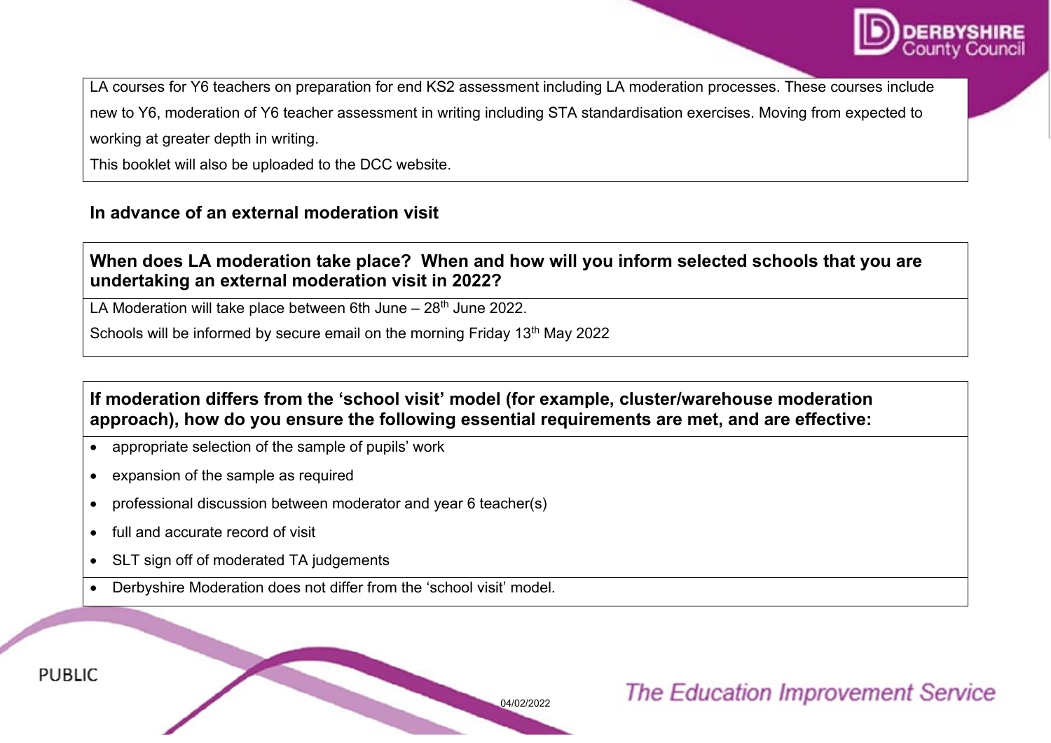LA courses for Y6 teachers on preparation for end KS2 assessment including LA moderation processes. These courses include new to Y6, moderation of Y6 teacher assessment in writing including STA standardisation exercises. Moving from expected to working at greater depth in writing.

This booklet will also be uploaded to the DCC website.

## In advance of an external moderation visit

| **When does LA moderation take place? When and how will you inform selected schools that you are undertaking an external moderation visit in 2022?** |
|---|
| LA Moderation will take place between 6th June – 28th June 2022.<br><br>Schools will be informed by secure email on the morning Friday 13th May 2022 |

| **If moderation differs from the 'school visit' model (for example, cluster/warehouse moderation approach), how do you ensure the following essential requirements are met, and are effective:**<br><br>• appropriate selection of the sample of pupils' work<br>• expansion of the sample as required<br>• professional discussion between moderator and year 6 teacher(s)<br>• full and accurate record of visit<br>• SLT sign off of moderated TA judgements |
|---|
| • Derbyshire Moderation does not differ from the 'school visit' model. |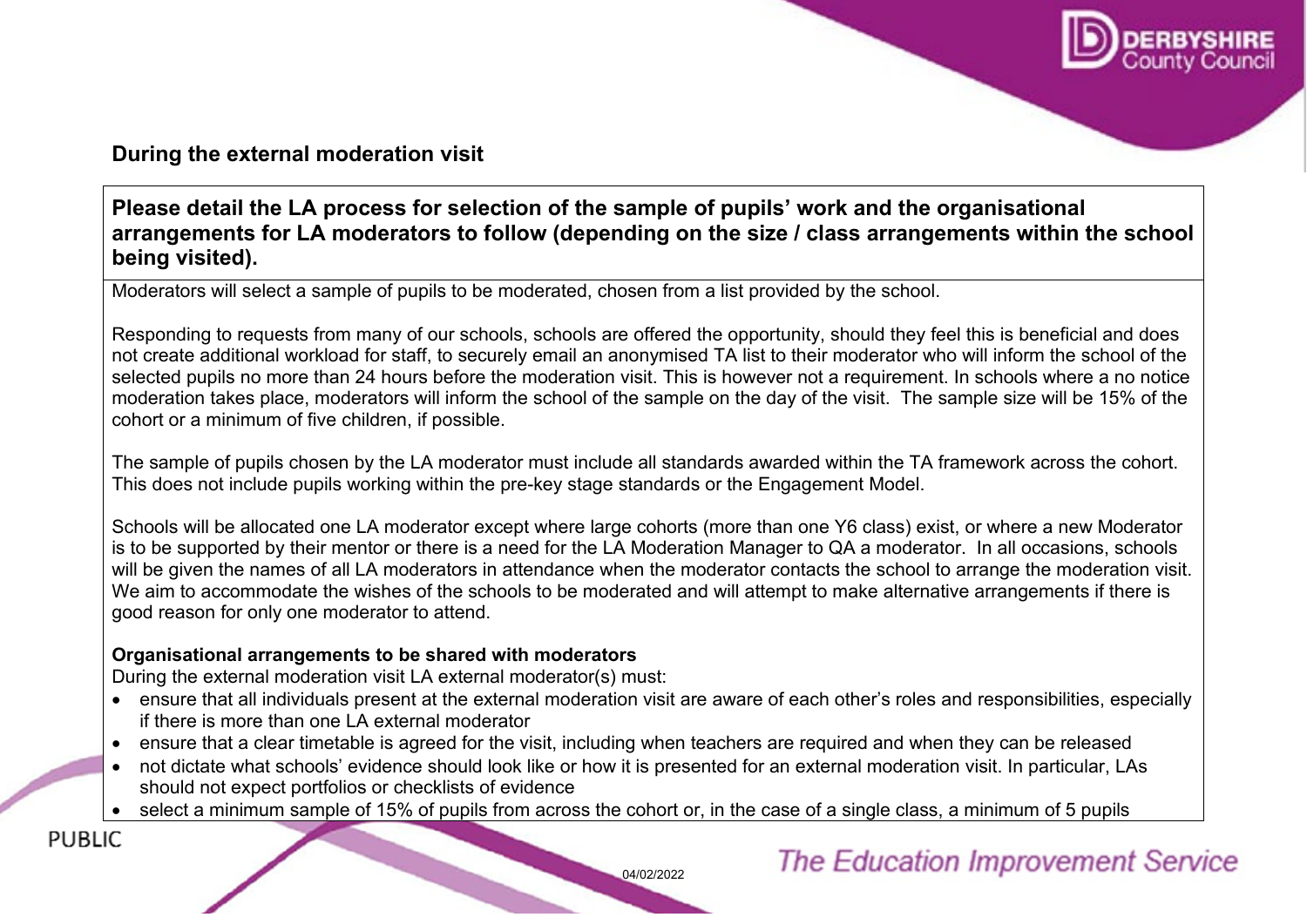## During the external moderation visit

### Please detail the LA process for selection of the sample of pupils' work and the organisational arrangements for LA moderators to follow (depending on the size / class arrangements within the school being visited).

Moderators will select a sample of pupils to be moderated, chosen from a list provided by the school.

Responding to requests from many of our schools, schools are offered the opportunity, should they feel this is beneficial and does not create additional workload for staff, to securely email an anonymised TA list to their moderator who will inform the school of the selected pupils no more than 24 hours before the moderation visit. This is however not a requirement. In schools where a no notice moderation takes place, moderators will inform the school of the sample on the day of the visit. The sample size will be 15% of the cohort or a minimum of five children, if possible.

The sample of pupils chosen by the LA moderator must include all standards awarded within the TA framework across the cohort. This does not include pupils working within the pre-key stage standards or the Engagement Model.

Schools will be allocated one LA moderator except where large cohorts (more than one Y6 class) exist, or where a new Moderator is to be supported by their mentor or there is a need for the LA Moderation Manager to QA a moderator. In all occasions, schools will be given the names of all LA moderators in attendance when the moderator contacts the school to arrange the moderation visit. We aim to accommodate the wishes of the schools to be moderated and will attempt to make alternative arrangements if there is good reason for only one moderator to attend.

**Organisational arrangements to be shared with moderators**

During the external moderation visit LA external moderator(s) must:

- ensure that all individuals present at the external moderation visit are aware of each other's roles and responsibilities, especially if there is more than one LA external moderator
- ensure that a clear timetable is agreed for the visit, including when teachers are required and when they can be released
- not dictate what schools' evidence should look like or how it is presented for an external moderation visit. In particular, LAs should not expect portfolios or checklists of evidence
- select a minimum sample of 15% of pupils from across the cohort or, in the case of a single class, a minimum of 5 pupils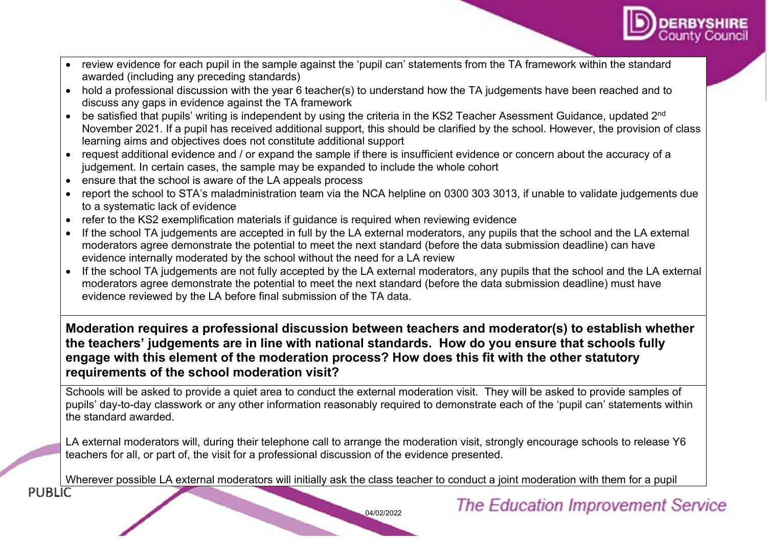- review evidence for each pupil in the sample against the 'pupil can' statements from the TA framework within the standard awarded (including any preceding standards)
- hold a professional discussion with the year 6 teacher(s) to understand how the TA judgements have been reached and to discuss any gaps in evidence against the TA framework
- be satisfied that pupils' writing is independent by using the criteria in the KS2 Teacher Asessment Guidance, updated 2nd November 2021. If a pupil has received additional support, this should be clarified by the school. However, the provision of class learning aims and objectives does not constitute additional support
- request additional evidence and / or expand the sample if there is insufficient evidence or concern about the accuracy of a judgement. In certain cases, the sample may be expanded to include the whole cohort
- ensure that the school is aware of the LA appeals process
- report the school to STA's maladministration team via the NCA helpline on 0300 303 3013, if unable to validate judgements due to a systematic lack of evidence
- refer to the KS2 exemplification materials if guidance is required when reviewing evidence
- If the school TA judgements are accepted in full by the LA external moderators, any pupils that the school and the LA external moderators agree demonstrate the potential to meet the next standard (before the data submission deadline) can have evidence internally moderated by the school without the need for a LA review
- If the school TA judgements are not fully accepted by the LA external moderators, any pupils that the school and the LA external moderators agree demonstrate the potential to meet the next standard (before the data submission deadline) must have evidence reviewed by the LA before final submission of the TA data.

**Moderation requires a professional discussion between teachers and moderator(s) to establish whether the teachers' judgements are in line with national standards. How do you ensure that schools fully engage with this element of the moderation process? How does this fit with the other statutory requirements of the school moderation visit?**

Schools will be asked to provide a quiet area to conduct the external moderation visit. They will be asked to provide samples of pupils' day-to-day classwork or any other information reasonably required to demonstrate each of the 'pupil can' statements within the standard awarded.

LA external moderators will, during their telephone call to arrange the moderation visit, strongly encourage schools to release Y6 teachers for all, or part of, the visit for a professional discussion of the evidence presented.

Wherever possible LA external moderators will initially ask the class teacher to conduct a joint moderation with them for a pupil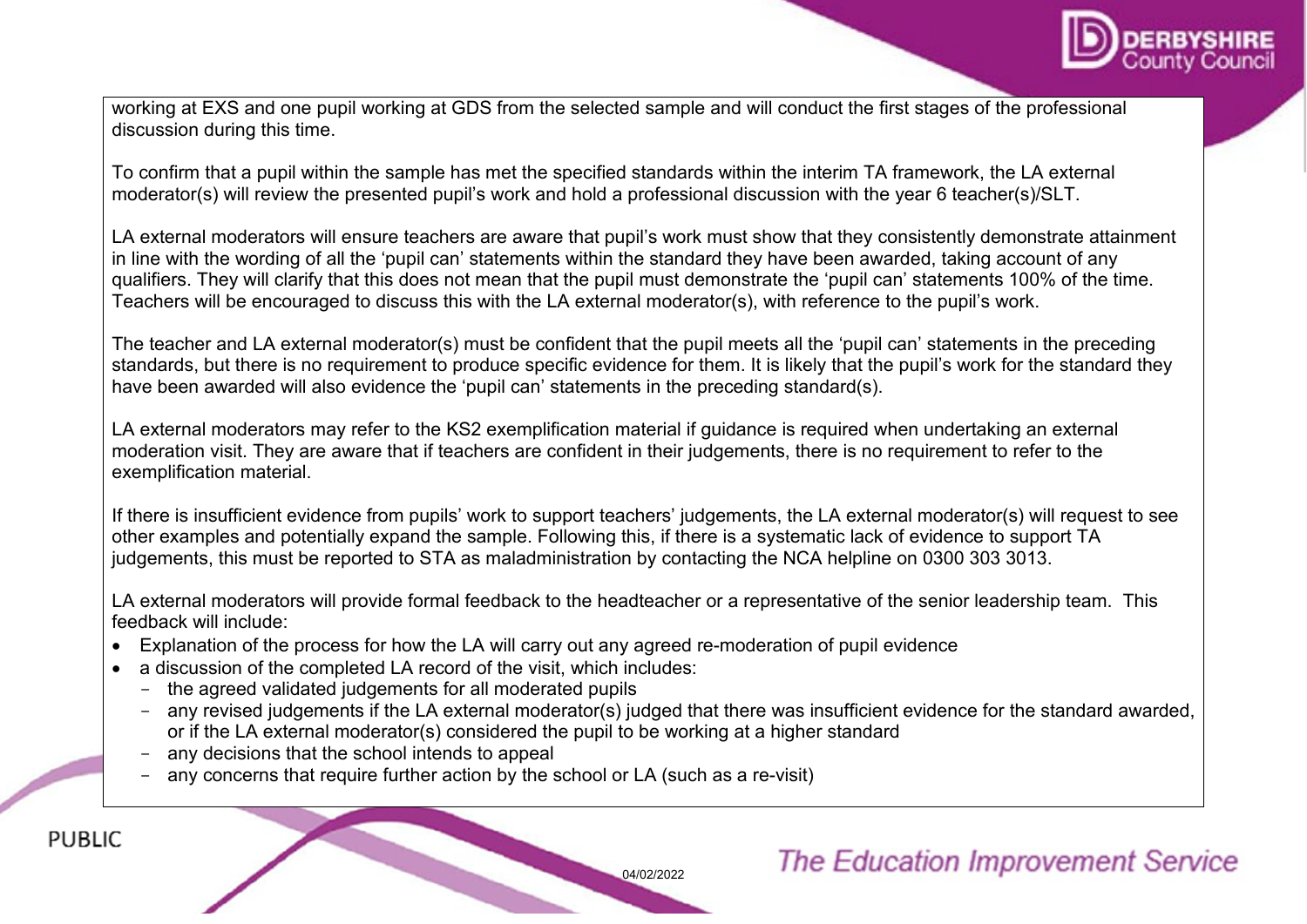working at EXS and one pupil working at GDS from the selected sample and will conduct the first stages of the professional discussion during this time.

To confirm that a pupil within the sample has met the specified standards within the interim TA framework, the LA external moderator(s) will review the presented pupil's work and hold a professional discussion with the year 6 teacher(s)/SLT.

LA external moderators will ensure teachers are aware that pupil's work must show that they consistently demonstrate attainment in line with the wording of all the 'pupil can' statements within the standard they have been awarded, taking account of any qualifiers. They will clarify that this does not mean that the pupil must demonstrate the 'pupil can' statements 100% of the time. Teachers will be encouraged to discuss this with the LA external moderator(s), with reference to the pupil's work.

The teacher and LA external moderator(s) must be confident that the pupil meets all the 'pupil can' statements in the preceding standards, but there is no requirement to produce specific evidence for them. It is likely that the pupil's work for the standard they have been awarded will also evidence the 'pupil can' statements in the preceding standard(s).

LA external moderators may refer to the KS2 exemplification material if guidance is required when undertaking an external moderation visit. They are aware that if teachers are confident in their judgements, there is no requirement to refer to the exemplification material.

If there is insufficient evidence from pupils' work to support teachers' judgements, the LA external moderator(s) will request to see other examples and potentially expand the sample. Following this, if there is a systematic lack of evidence to support TA judgements, this must be reported to STA as maladministration by contacting the NCA helpline on 0300 303 3013.

LA external moderators will provide formal feedback to the headteacher or a representative of the senior leadership team. This feedback will include:

- Explanation of the process for how the LA will carry out any agreed re-moderation of pupil evidence
- a discussion of the completed LA record of the visit, which includes:
  - the agreed validated judgements for all moderated pupils
  - any revised judgements if the LA external moderator(s) judged that there was insufficient evidence for the standard awarded, or if the LA external moderator(s) considered the pupil to be working at a higher standard
  - any decisions that the school intends to appeal
  - any concerns that require further action by the school or LA (such as a re-visit)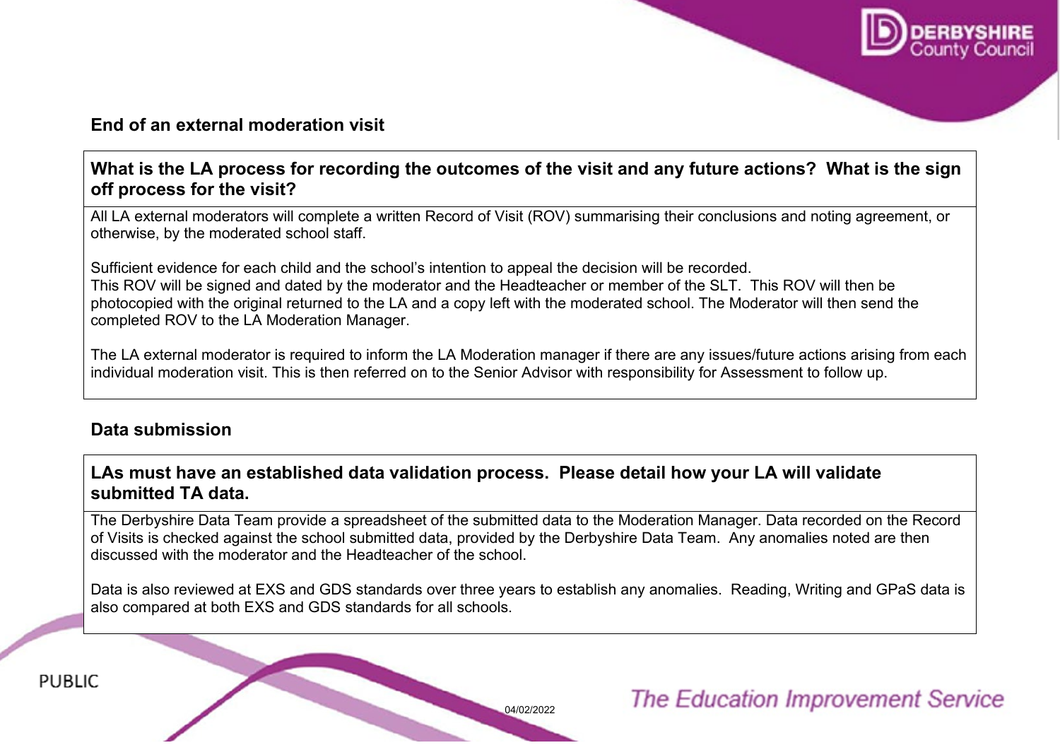## End of an external moderation visit

| What is the LA process for recording the outcomes of the visit and any future actions? What is the sign off process for the visit? |
| --- |
| All LA external moderators will complete a written Record of Visit (ROV) summarising their conclusions and noting agreement, or otherwise, by the moderated school staff.<br><br>Sufficient evidence for each child and the school's intention to appeal the decision will be recorded.<br>This ROV will be signed and dated by the moderator and the Headteacher or member of the SLT. This ROV will then be photocopied with the original returned to the LA and a copy left with the moderated school. The Moderator will then send the completed ROV to the LA Moderation Manager.<br><br>The LA external moderator is required to inform the LA Moderation manager if there are any issues/future actions arising from each individual moderation visit. This is then referred on to the Senior Advisor with responsibility for Assessment to follow up. |

## Data submission

| LAs must have an established data validation process. Please detail how your LA will validate submitted TA data. |
| --- |
| The Derbyshire Data Team provide a spreadsheet of the submitted data to the Moderation Manager. Data recorded on the Record of Visits is checked against the school submitted data, provided by the Derbyshire Data Team. Any anomalies noted are then discussed with the moderator and the Headteacher of the school.<br><br>Data is also reviewed at EXS and GDS standards over three years to establish any anomalies. Reading, Writing and GPaS data is also compared at both EXS and GDS standards for all schools. |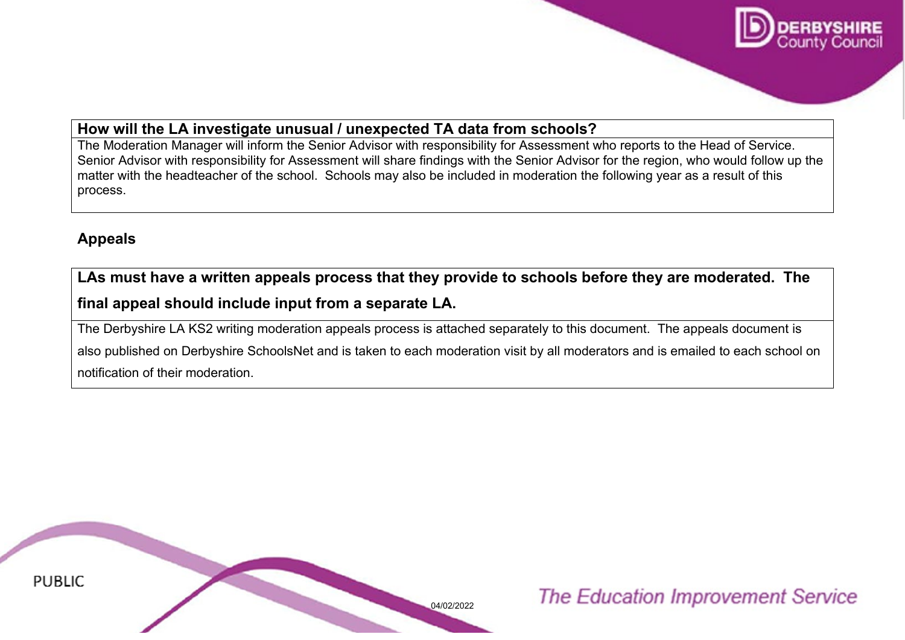| How will the LA investigate unusual / unexpected TA data from schools? |
| --- |
| The Moderation Manager will inform the Senior Advisor with responsibility for Assessment who reports to the Head of Service. Senior Advisor with responsibility for Assessment will share findings with the Senior Advisor for the region, who would follow up the matter with the headteacher of the school. Schools may also be included in moderation the following year as a result of this process. |

## Appeals

| LAs must have a written appeals process that they provide to schools before they are moderated. The final appeal should include input from a separate LA. |
| --- |
| The Derbyshire LA KS2 writing moderation appeals process is attached separately to this document. The appeals document is also published on Derbyshire SchoolsNet and is taken to each moderation visit by all moderators and is emailed to each school on notification of their moderation. |